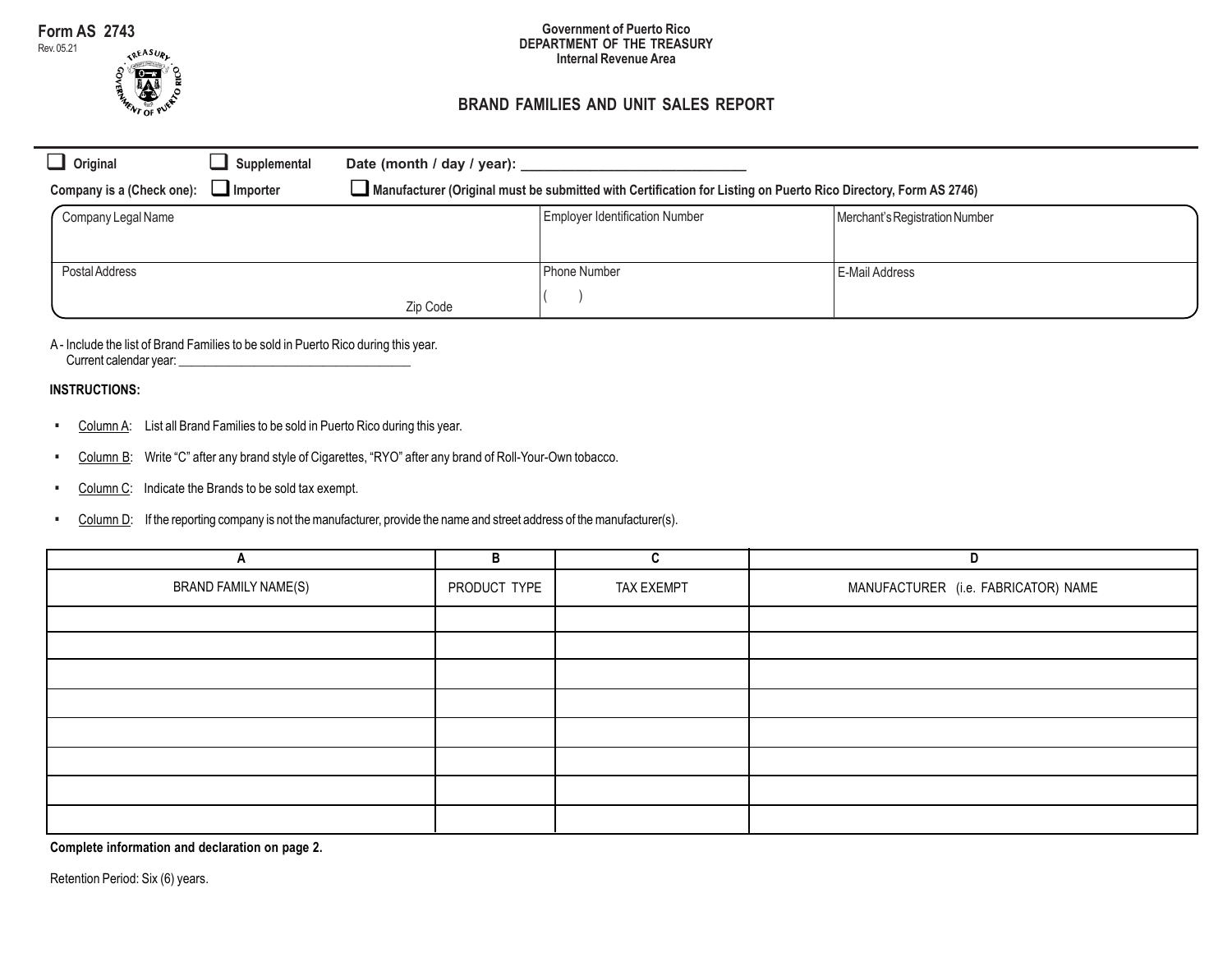Form AS 2743
Rev. 05.21

Government of Puerto Rico
DEPARTMENT OF THE TREASURY
Internal Revenue Area

# BRAND FAMILIES AND UNIT SALES REPORT

☐ **Original** ☐ **Supplemental** **Date (month / day / year):** ____________________________

**Company is a (Check one):** ☐ **Importer** ☐ **Manufacturer (Original must be submitted with Certification for Listing on Puerto Rico Directory, Form AS 2746)**

| Company Legal Name | Employer Identification Number | Merchant's Registration Number |
|---|---|---|
| | | |
| Postal Address<br>Zip Code | Phone Number<br>( ) | E-Mail Address |

A - Include the list of Brand Families to be sold in Puerto Rico during this year.
Current calendar year: ___________________________________

**INSTRUCTIONS:**

- Column A: List all Brand Families to be sold in Puerto Rico during this year.
- Column B: Write "C" after any brand style of Cigarettes, "RYO" after any brand of Roll-Your-Own tobacco.
- Column C: Indicate the Brands to be sold tax exempt.
- Column D: If the reporting company is not the manufacturer, provide the name and street address of the manufacturer(s).

| A | B | C | D |
|---|---|---|---|
| BRAND FAMILY NAME(S) | PRODUCT TYPE | TAX EXEMPT | MANUFACTURER (i.e. FABRICATOR) NAME |
| | | | |
| | | | |
| | | | |
| | | | |
| | | | |
| | | | |
| | | | |
| | | | |

**Complete information and declaration on page 2.**

Retention Period: Six (6) years.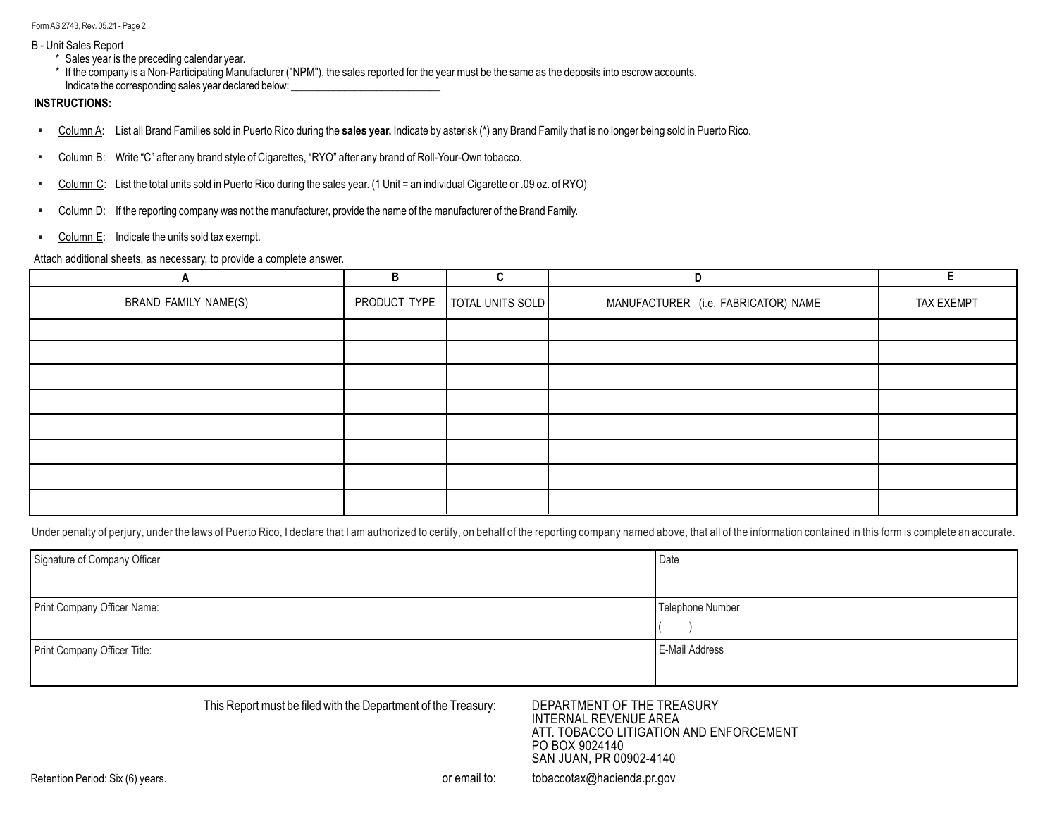B - Unit Sales Report

* Sales year is the preceding calendar year.
* If the company is a Non-Participating Manufacturer ("NPM"), the sales reported for the year must be the same as the deposits into escrow accounts. Indicate the corresponding sales year declared below: ___________________________

**INSTRUCTIONS:**

- Column A: List all Brand Families sold in Puerto Rico during the **sales year.** Indicate by asterisk (*) any Brand Family that is no longer being sold in Puerto Rico.
- Column B: Write "C" after any brand style of Cigarettes, "RYO" after any brand of Roll-Your-Own tobacco.
- Column C: List the total units sold in Puerto Rico during the sales year. (1 Unit = an individual Cigarette or .09 oz. of RYO)
- Column D: If the reporting company was not the manufacturer, provide the name of the manufacturer of the Brand Family.
- Column E: Indicate the units sold tax exempt.

Attach additional sheets, as necessary, to provide a complete answer.

| A | B | C | D | E |
|---|---|---|---|---|
| BRAND FAMILY NAME(S) | PRODUCT TYPE | TOTAL UNITS SOLD | MANUFACTURER (i.e. FABRICATOR) NAME | TAX EXEMPT |
| | | | | |
| | | | | |
| | | | | |
| | | | | |
| | | | | |
| | | | | |
| | | | | |
| | | | | |

Under penalty of perjury, under the laws of Puerto Rico, I declare that I am authorized to certify, on behalf of the reporting company named above, that all of the information contained in this form is complete an accurate.

| | |
|---|---|
| Signature of Company Officer | Date |
| Print Company Officer Name: | Telephone Number ( ) |
| Print Company Officer Title: | E-Mail Address |

This Report must be filed with the Department of the Treasury:

DEPARTMENT OF THE TREASURY
INTERNAL REVENUE AREA
ATT. TOBACCO LITIGATION AND ENFORCEMENT
PO BOX 9024140
SAN JUAN, PR 00902-4140

or email to: tobaccotax@hacienda.pr.gov

Retention Period: Six (6) years.